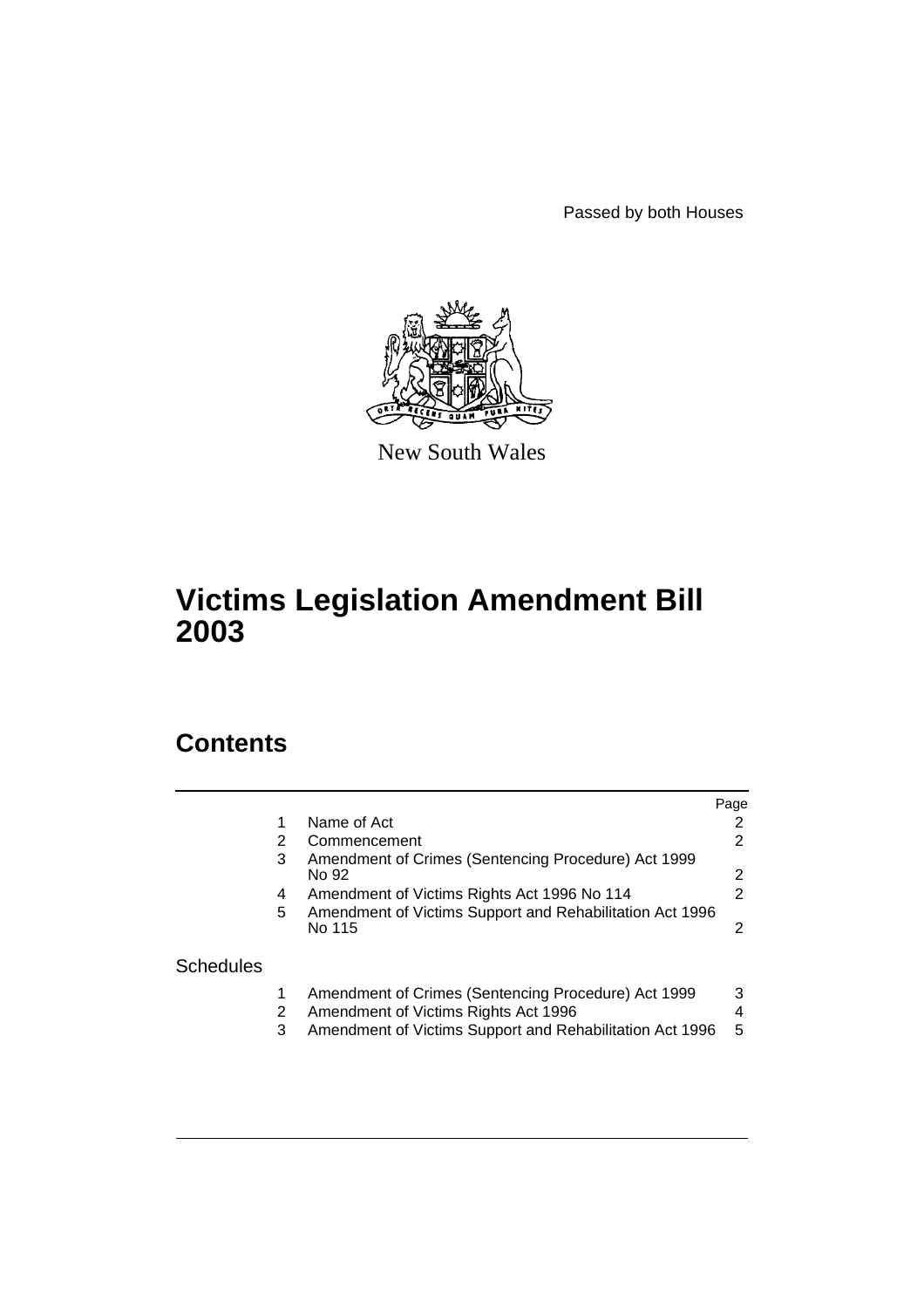Passed by both Houses

New South Wales

# Victims Legislation Amendment Bill 2003

## Contents

| | | | Page |
|---|---|---|---|
| | 1 | Name of Act | 2 |
| | 2 | Commencement | 2 |
| | 3 | Amendment of Crimes (Sentencing Procedure) Act 1999 No 92 | 2 |
| | 4 | Amendment of Victims Rights Act 1996 No 114 | 2 |
| | 5 | Amendment of Victims Support and Rehabilitation Act 1996 No 115 | 2 |
| Schedules | | | |
| | 1 | Amendment of Crimes (Sentencing Procedure) Act 1999 | 3 |
| | 2 | Amendment of Victims Rights Act 1996 | 4 |
| | 3 | Amendment of Victims Support and Rehabilitation Act 1996 | 5 |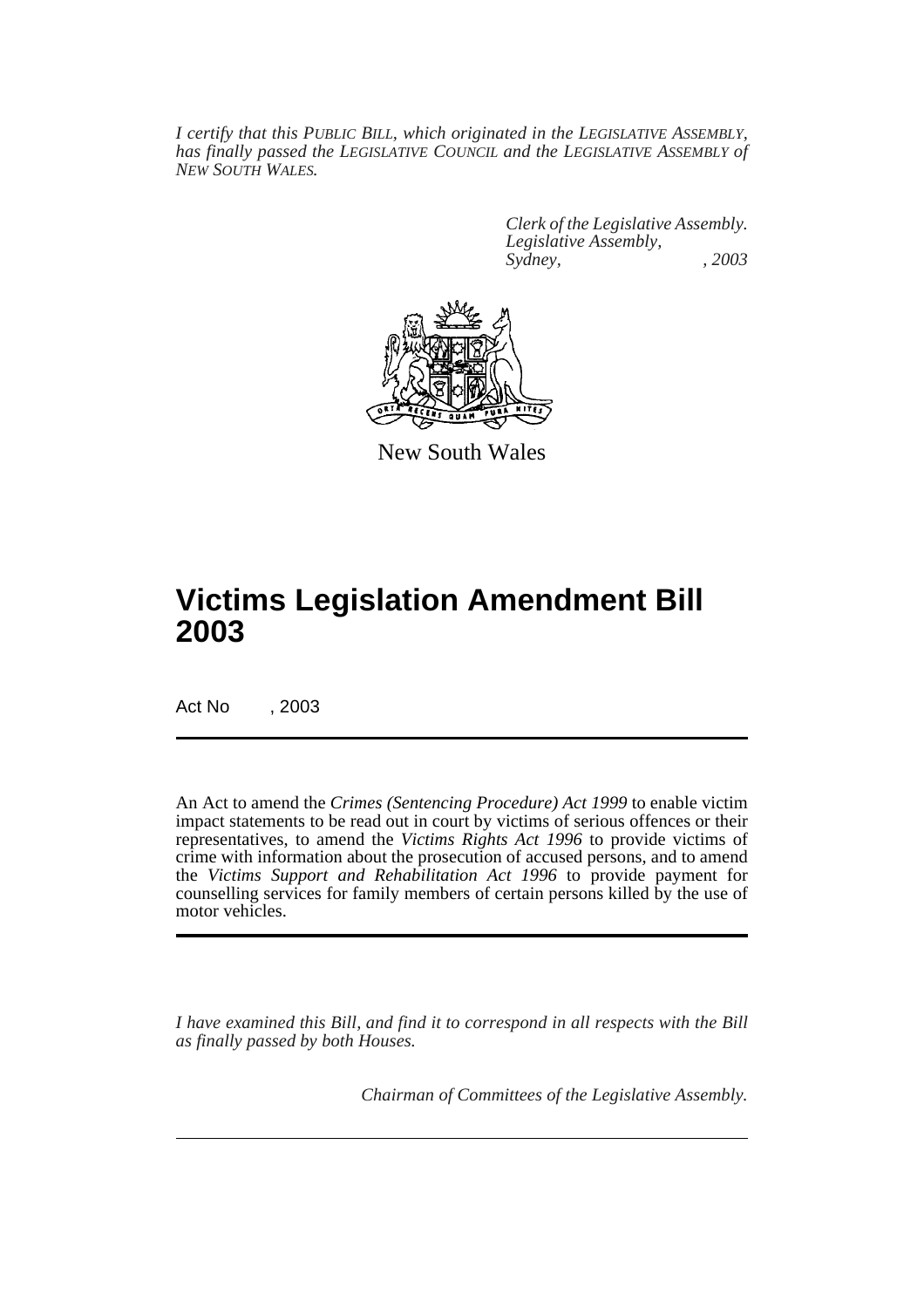*I certify that this PUBLIC BILL, which originated in the LEGISLATIVE ASSEMBLY, has finally passed the LEGISLATIVE COUNCIL and the LEGISLATIVE ASSEMBLY of NEW SOUTH WALES.*

*Clerk of the Legislative Assembly.*
*Legislative Assembly,*
*Sydney, , 2003*

New South Wales

# Victims Legislation Amendment Bill 2003

Act No , 2003

An Act to amend the *Crimes (Sentencing Procedure) Act 1999* to enable victim impact statements to be read out in court by victims of serious offences or their representatives, to amend the *Victims Rights Act 1996* to provide victims of crime with information about the prosecution of accused persons, and to amend the *Victims Support and Rehabilitation Act 1996* to provide payment for counselling services for family members of certain persons killed by the use of motor vehicles.

*I have examined this Bill, and find it to correspond in all respects with the Bill as finally passed by both Houses.*

*Chairman of Committees of the Legislative Assembly.*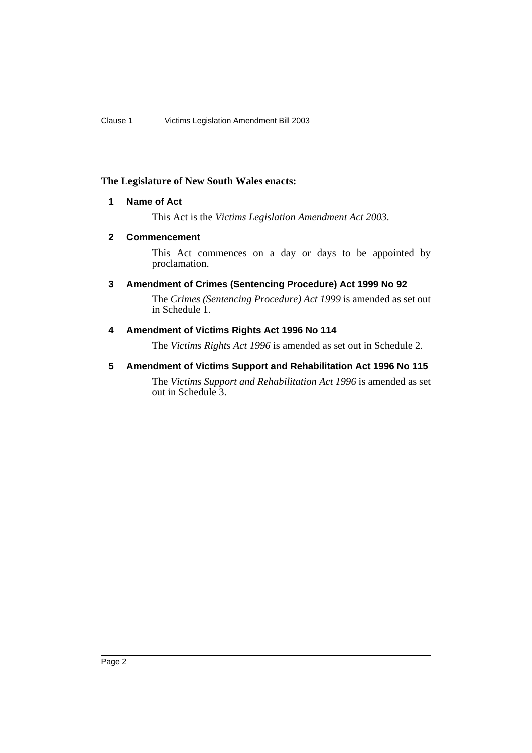**The Legislature of New South Wales enacts:**

### 1 Name of Act

This Act is the *Victims Legislation Amendment Act 2003*.

### 2 Commencement

This Act commences on a day or days to be appointed by proclamation.

### 3 Amendment of Crimes (Sentencing Procedure) Act 1999 No 92

The *Crimes (Sentencing Procedure) Act 1999* is amended as set out in Schedule 1.

### 4 Amendment of Victims Rights Act 1996 No 114

The *Victims Rights Act 1996* is amended as set out in Schedule 2.

### 5 Amendment of Victims Support and Rehabilitation Act 1996 No 115

The *Victims Support and Rehabilitation Act 1996* is amended as set out in Schedule 3.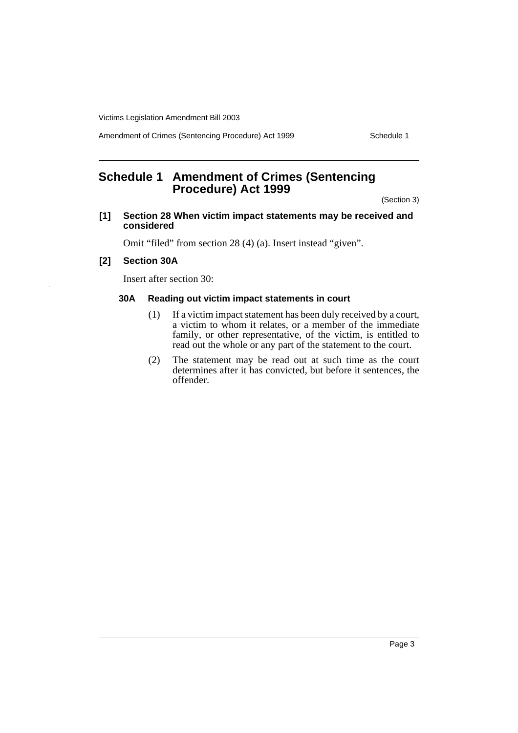# Schedule 1 Amendment of Crimes (Sentencing Procedure) Act 1999

(Section 3)

**[1] Section 28 When victim impact statements may be received and considered**

Omit "filed" from section 28 (4) (a). Insert instead "given".

**[2] Section 30A**

Insert after section 30:

**30A Reading out victim impact statements in court**

(1) If a victim impact statement has been duly received by a court, a victim to whom it relates, or a member of the immediate family, or other representative, of the victim, is entitled to read out the whole or any part of the statement to the court.

(2) The statement may be read out at such time as the court determines after it has convicted, but before it sentences, the offender.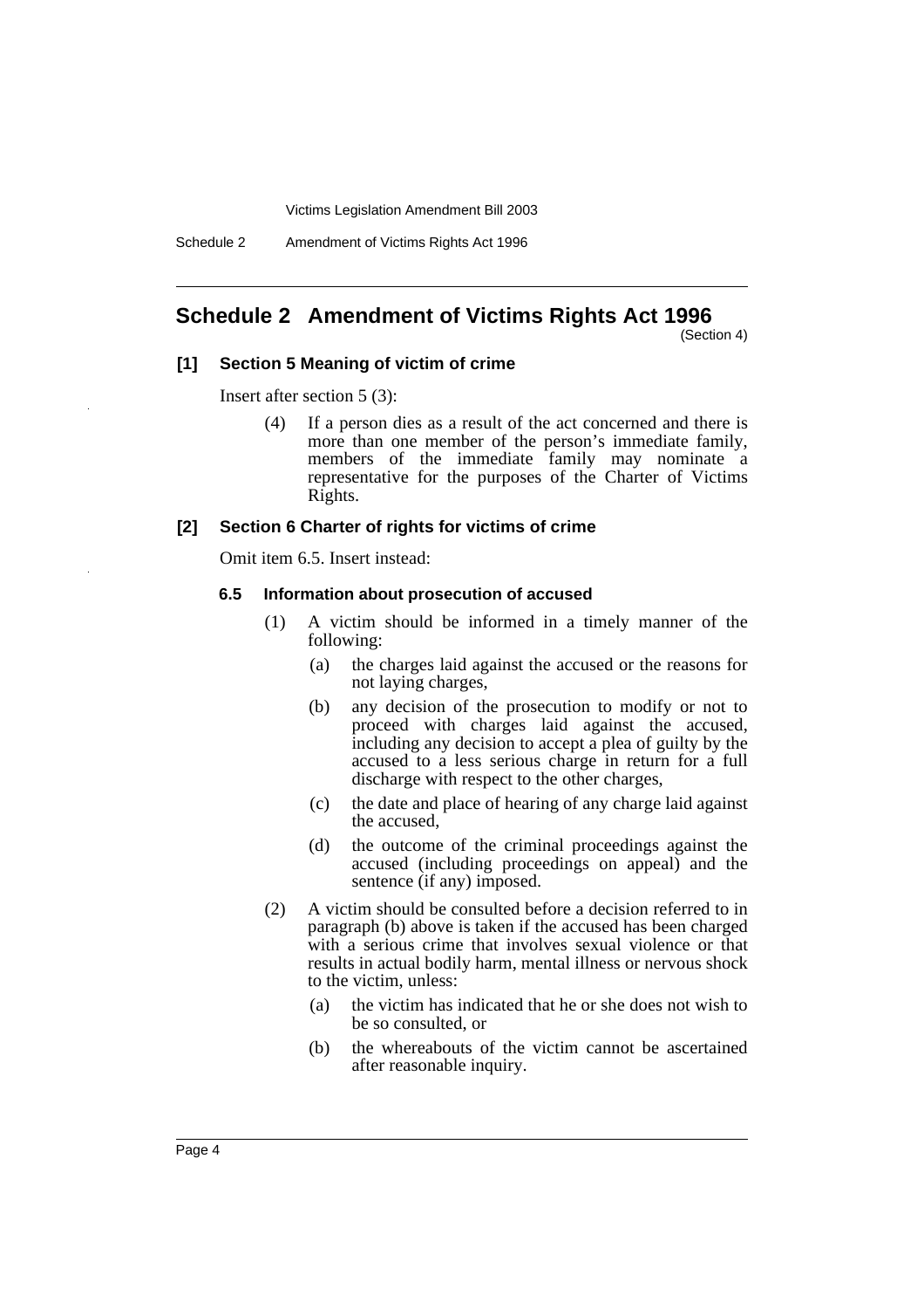## Schedule 2 Amendment of Victims Rights Act 1996

(Section 4)

### [1] Section 5 Meaning of victim of crime

Insert after section 5 (3):

(4) If a person dies as a result of the act concerned and there is more than one member of the person's immediate family, members of the immediate family may nominate a representative for the purposes of the Charter of Victims Rights.

### [2] Section 6 Charter of rights for victims of crime

Omit item 6.5. Insert instead:

#### 6.5 Information about prosecution of accused

(1) A victim should be informed in a timely manner of the following:

- (a) the charges laid against the accused or the reasons for not laying charges,
- (b) any decision of the prosecution to modify or not to proceed with charges laid against the accused, including any decision to accept a plea of guilty by the accused to a less serious charge in return for a full discharge with respect to the other charges,
- (c) the date and place of hearing of any charge laid against the accused,
- (d) the outcome of the criminal proceedings against the accused (including proceedings on appeal) and the sentence (if any) imposed.

(2) A victim should be consulted before a decision referred to in paragraph (b) above is taken if the accused has been charged with a serious crime that involves sexual violence or that results in actual bodily harm, mental illness or nervous shock to the victim, unless:

- (a) the victim has indicated that he or she does not wish to be so consulted, or
- (b) the whereabouts of the victim cannot be ascertained after reasonable inquiry.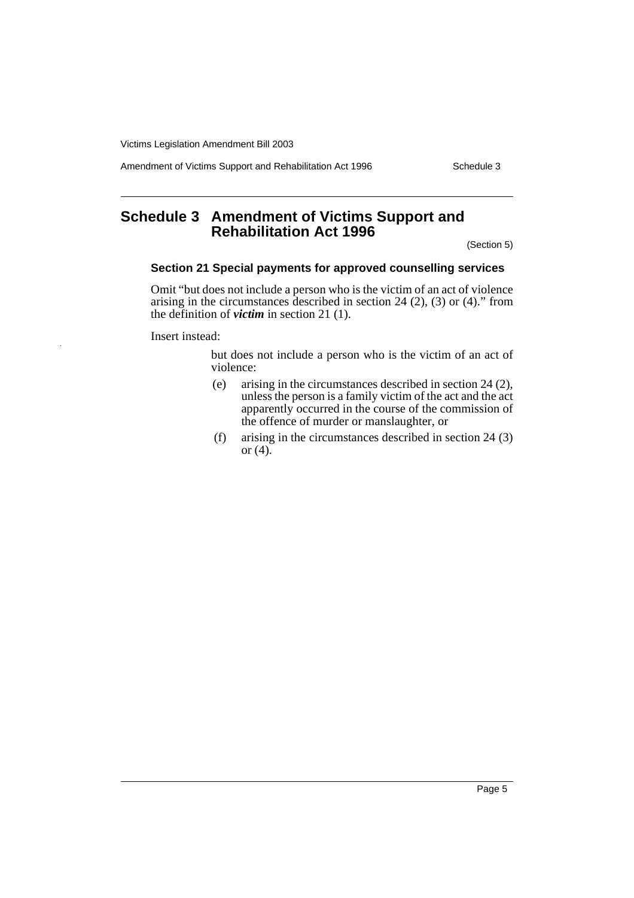# Schedule 3 Amendment of Victims Support and Rehabilitation Act 1996

(Section 5)

### Section 21 Special payments for approved counselling services

Omit "but does not include a person who is the victim of an act of violence arising in the circumstances described in section 24 (2), (3) or (4)." from the definition of ***victim*** in section 21 (1).

Insert instead:

> but does not include a person who is the victim of an act of violence:
>
> (e) arising in the circumstances described in section 24 (2), unless the person is a family victim of the act and the act apparently occurred in the course of the commission of the offence of murder or manslaughter, or
>
> (f) arising in the circumstances described in section 24 (3) or (4).